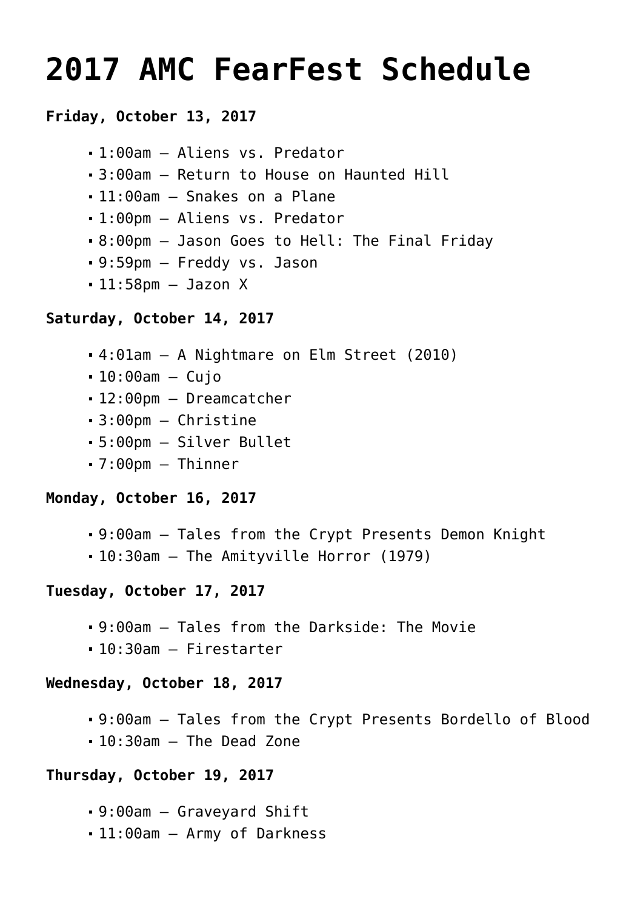# 2017 AMC FearFest Schedule

**Friday, October 13, 2017**

- 1:00am – Aliens vs. Predator
- 3:00am – Return to House on Haunted Hill
- 11:00am – Snakes on a Plane
- 1:00pm – Aliens vs. Predator
- 8:00pm – Jason Goes to Hell: The Final Friday
- 9:59pm – Freddy vs. Jason
- 11:58pm – Jazon X

**Saturday, October 14, 2017**

- 4:01am – A Nightmare on Elm Street (2010)
- 10:00am – Cujo
- 12:00pm – Dreamcatcher
- 3:00pm – Christine
- 5:00pm – Silver Bullet
- 7:00pm – Thinner

**Monday, October 16, 2017**

- 9:00am – Tales from the Crypt Presents Demon Knight
- 10:30am – The Amityville Horror (1979)

**Tuesday, October 17, 2017**

- 9:00am – Tales from the Darkside: The Movie
- 10:30am – Firestarter

**Wednesday, October 18, 2017**

- 9:00am – Tales from the Crypt Presents Bordello of Blood
- 10:30am – The Dead Zone

**Thursday, October 19, 2017**

- 9:00am – Graveyard Shift
- 11:00am – Army of Darkness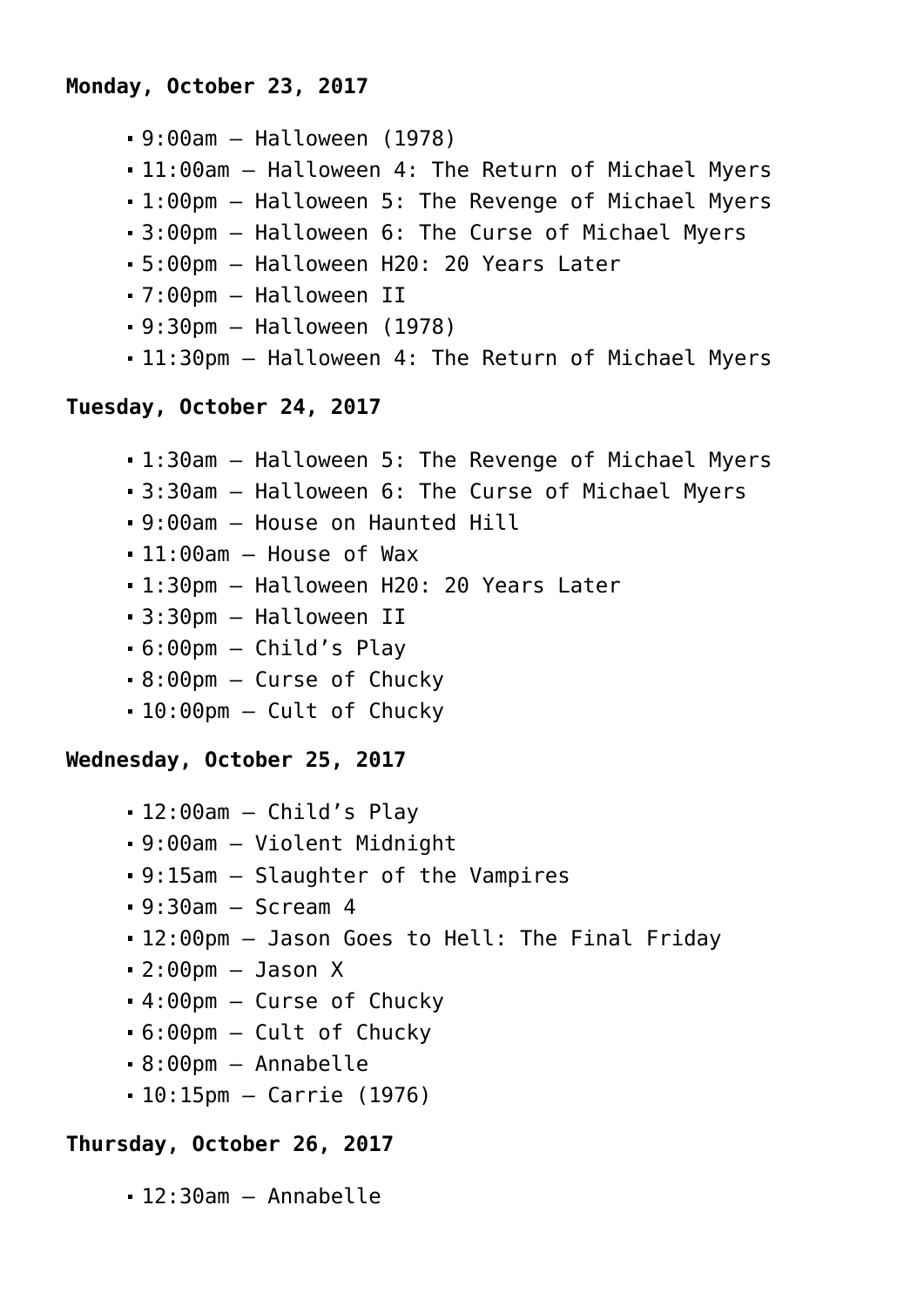**Monday, October 23, 2017**

- 9:00am – Halloween (1978)
- 11:00am – Halloween 4: The Return of Michael Myers
- 1:00pm – Halloween 5: The Revenge of Michael Myers
- 3:00pm – Halloween 6: The Curse of Michael Myers
- 5:00pm – Halloween H20: 20 Years Later
- 7:00pm – Halloween II
- 9:30pm – Halloween (1978)
- 11:30pm – Halloween 4: The Return of Michael Myers

**Tuesday, October 24, 2017**

- 1:30am – Halloween 5: The Revenge of Michael Myers
- 3:30am – Halloween 6: The Curse of Michael Myers
- 9:00am – House on Haunted Hill
- 11:00am – House of Wax
- 1:30pm – Halloween H20: 20 Years Later
- 3:30pm – Halloween II
- 6:00pm – Child's Play
- 8:00pm – Curse of Chucky
- 10:00pm – Cult of Chucky

**Wednesday, October 25, 2017**

- 12:00am – Child's Play
- 9:00am – Violent Midnight
- 9:15am – Slaughter of the Vampires
- 9:30am – Scream 4
- 12:00pm – Jason Goes to Hell: The Final Friday
- 2:00pm – Jason X
- 4:00pm – Curse of Chucky
- 6:00pm – Cult of Chucky
- 8:00pm – Annabelle
- 10:15pm – Carrie (1976)

**Thursday, October 26, 2017**

- 12:30am – Annabelle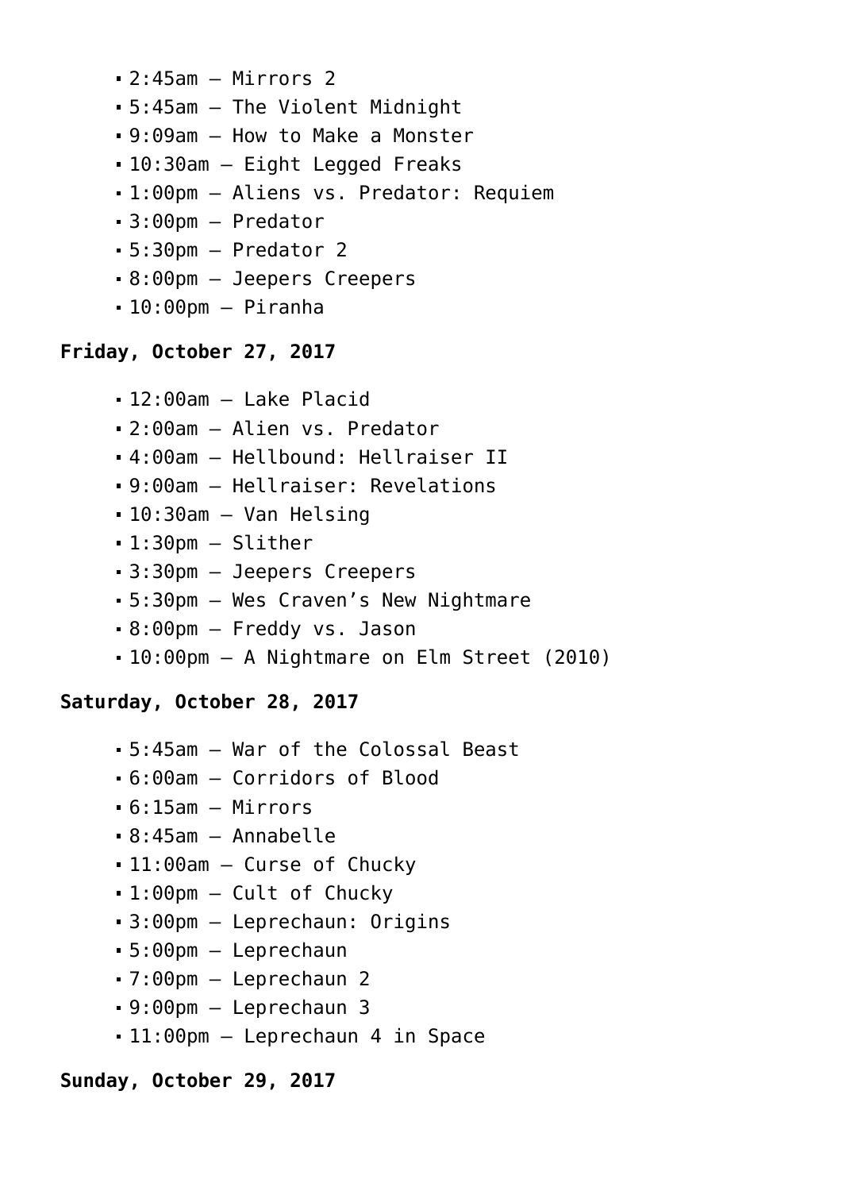- 2:45am – Mirrors 2
- 5:45am – The Violent Midnight
- 9:09am – How to Make a Monster
- 10:30am – Eight Legged Freaks
- 1:00pm – Aliens vs. Predator: Requiem
- 3:00pm – Predator
- 5:30pm – Predator 2
- 8:00pm – Jeepers Creepers
- 10:00pm – Piranha

**Friday, October 27, 2017**

- 12:00am – Lake Placid
- 2:00am – Alien vs. Predator
- 4:00am – Hellbound: Hellraiser II
- 9:00am – Hellraiser: Revelations
- 10:30am – Van Helsing
- 1:30pm – Slither
- 3:30pm – Jeepers Creepers
- 5:30pm – Wes Craven's New Nightmare
- 8:00pm – Freddy vs. Jason
- 10:00pm – A Nightmare on Elm Street (2010)

**Saturday, October 28, 2017**

- 5:45am – War of the Colossal Beast
- 6:00am – Corridors of Blood
- 6:15am – Mirrors
- 8:45am – Annabelle
- 11:00am – Curse of Chucky
- 1:00pm – Cult of Chucky
- 3:00pm – Leprechaun: Origins
- 5:00pm – Leprechaun
- 7:00pm – Leprechaun 2
- 9:00pm – Leprechaun 3
- 11:00pm – Leprechaun 4 in Space

**Sunday, October 29, 2017**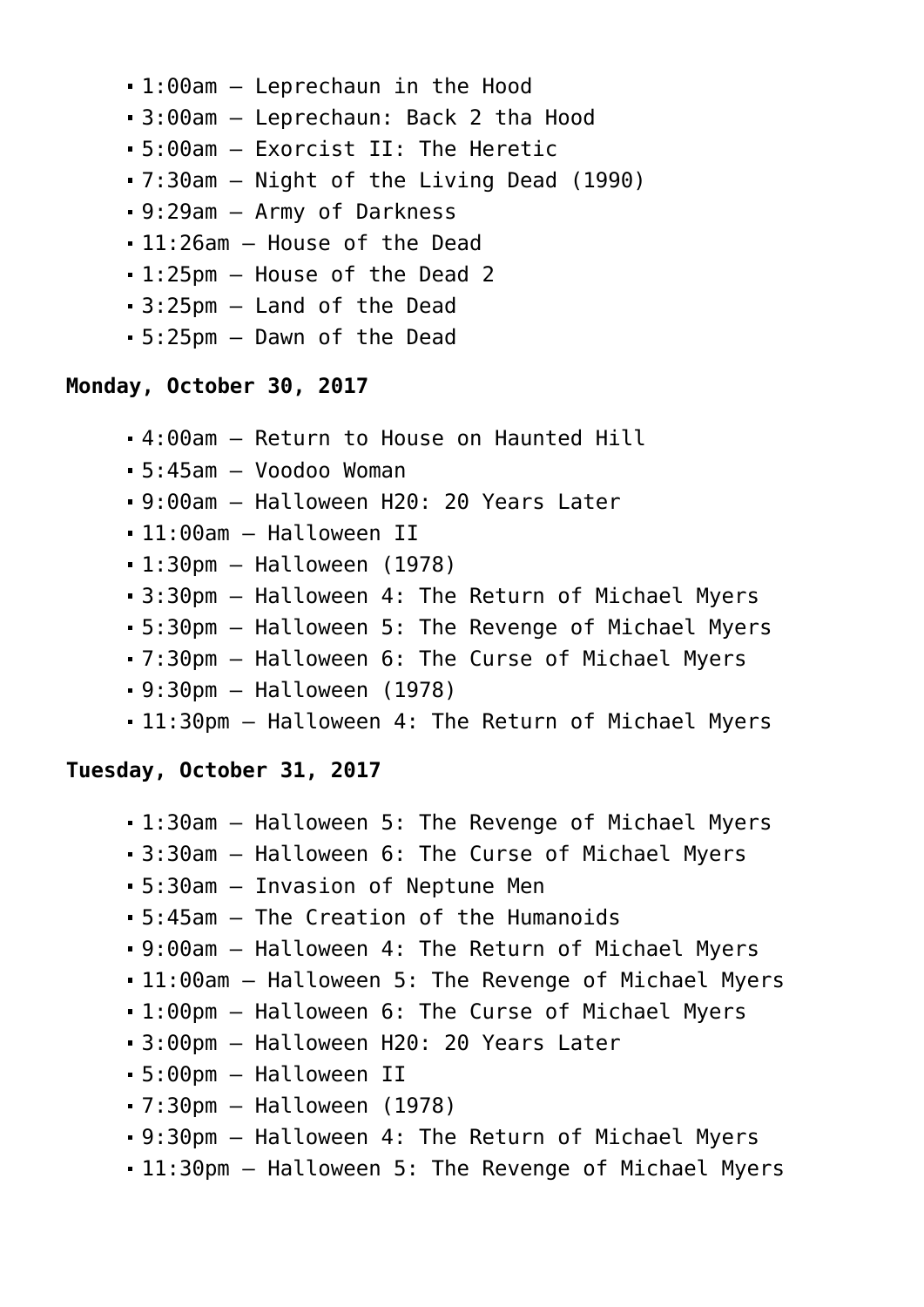- 1:00am – Leprechaun in the Hood
- 3:00am – Leprechaun: Back 2 tha Hood
- 5:00am – Exorcist II: The Heretic
- 7:30am – Night of the Living Dead (1990)
- 9:29am – Army of Darkness
- 11:26am – House of the Dead
- 1:25pm – House of the Dead 2
- 3:25pm – Land of the Dead
- 5:25pm – Dawn of the Dead

**Monday, October 30, 2017**

- 4:00am – Return to House on Haunted Hill
- 5:45am – Voodoo Woman
- 9:00am – Halloween H20: 20 Years Later
- 11:00am – Halloween II
- 1:30pm – Halloween (1978)
- 3:30pm – Halloween 4: The Return of Michael Myers
- 5:30pm – Halloween 5: The Revenge of Michael Myers
- 7:30pm – Halloween 6: The Curse of Michael Myers
- 9:30pm – Halloween (1978)
- 11:30pm – Halloween 4: The Return of Michael Myers

**Tuesday, October 31, 2017**

- 1:30am – Halloween 5: The Revenge of Michael Myers
- 3:30am – Halloween 6: The Curse of Michael Myers
- 5:30am – Invasion of Neptune Men
- 5:45am – The Creation of the Humanoids
- 9:00am – Halloween 4: The Return of Michael Myers
- 11:00am – Halloween 5: The Revenge of Michael Myers
- 1:00pm – Halloween 6: The Curse of Michael Myers
- 3:00pm – Halloween H20: 20 Years Later
- 5:00pm – Halloween II
- 7:30pm – Halloween (1978)
- 9:30pm – Halloween 4: The Return of Michael Myers
- 11:30pm – Halloween 5: The Revenge of Michael Myers